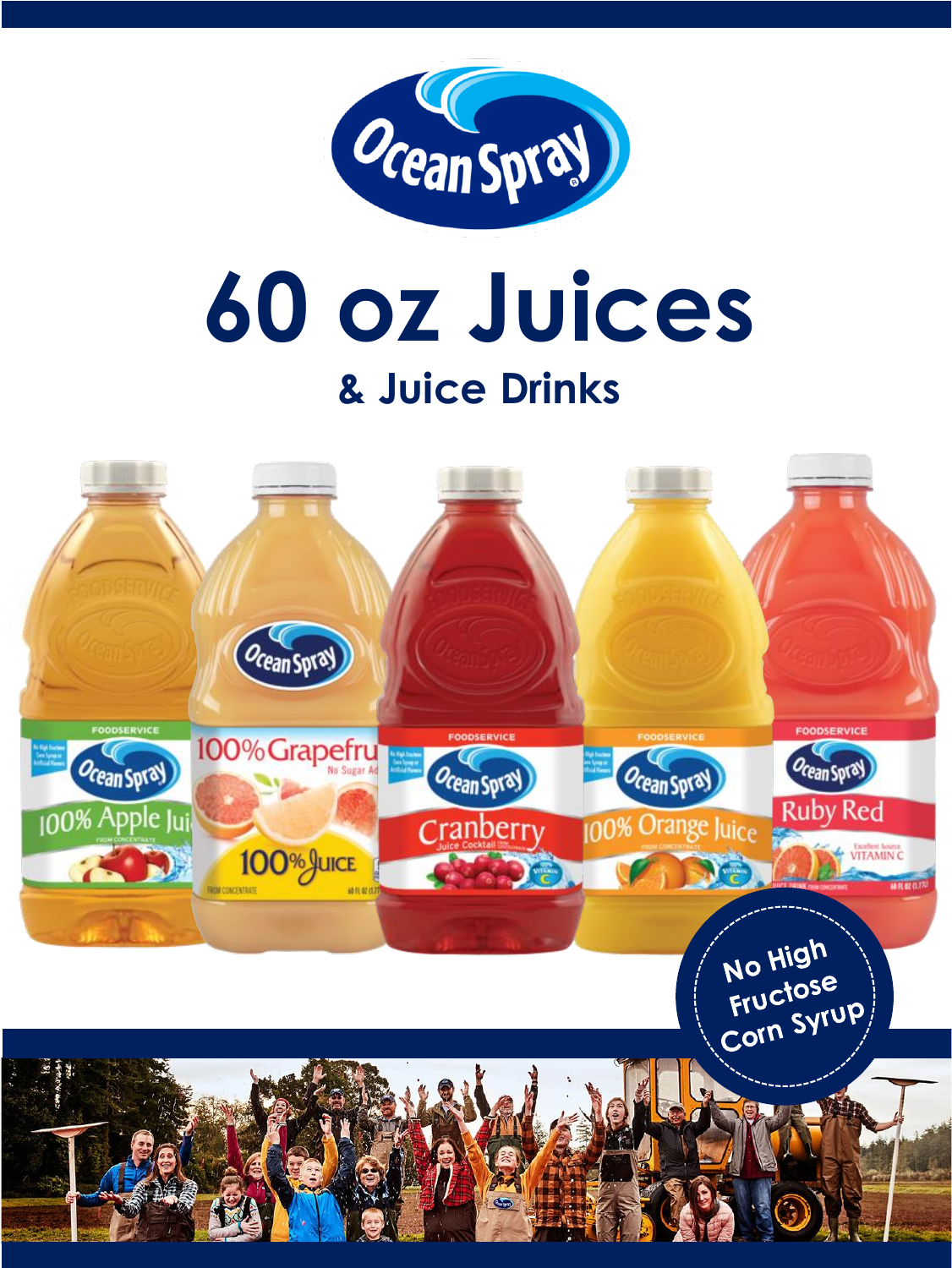# 60 oz Juices

## & Juice Drinks

No High Fructose Corn Syrup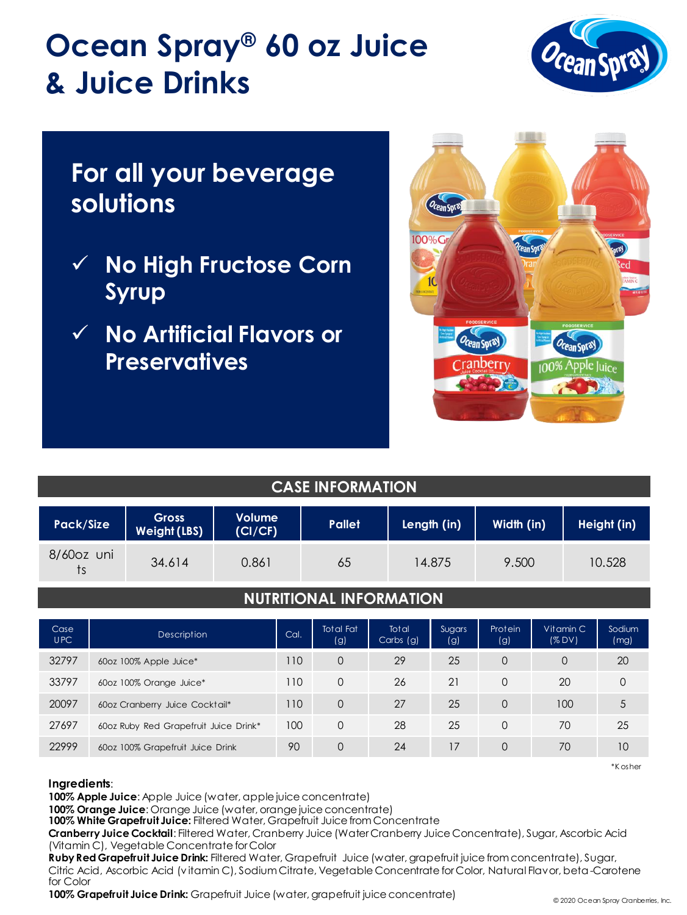# Ocean Spray® 60 oz Juice & Juice Drinks

## For all your beverage solutions

- ✓ **No High Fructose Corn Syrup**
- ✓ **No Artificial Flavors or Preservatives**

## CASE INFORMATION

| Pack/Size | Gross Weight (LBS) | Volume (CI/CF) | Pallet | Length (in) | Width (in) | Height (in) |
|---|---|---|---|---|---|---|
| 8/60oz units | 34.614 | 0.861 | 65 | 14.875 | 9.500 | 10.528 |

## NUTRITIONAL INFORMATION

| Case UPC | Description | Cal. | Total Fat (g) | Total Carbs (g) | Sugars (g) | Protein (g) | Vitamin C (% DV) | Sodium (mg) |
|---|---|---|---|---|---|---|---|---|
| 32797 | 60oz 100% Apple Juice* | 110 | 0 | 29 | 25 | 0 | 0 | 20 |
| 33797 | 60oz 100% Orange Juice* | 110 | 0 | 26 | 21 | 0 | 20 | 0 |
| 20097 | 60oz Cranberry Juice Cocktail* | 110 | 0 | 27 | 25 | 0 | 100 | 5 |
| 27697 | 60oz Ruby Red Grapefruit Juice Drink* | 100 | 0 | 28 | 25 | 0 | 70 | 25 |
| 22999 | 60oz 100% Grapefruit Juice Drink | 90 | 0 | 24 | 17 | 0 | 70 | 10 |

*Kosher

**Ingredients**:

**100% Apple Juice**: Apple Juice (water, apple juice concentrate)

**100% Orange Juice**: Orange Juice (water, orange juice concentrate)

**100% White Grapefruit Juice:** Filtered Water, Grapefruit Juice from Concentrate

**Cranberry Juice Cocktail**: Filtered Water, Cranberry Juice (Water Cranberry Juice Concentrate), Sugar, Ascorbic Acid (Vitamin C), Vegetable Concentrate for Color

**Ruby Red Grapefruit Juice Drink:** Filtered Water, Grapefruit Juice (water, grapefruit juice from concentrate), Sugar, Citric Acid, Ascorbic Acid (vitamin C), Sodium Citrate, Vegetable Concentrate for Color, Natural Flavor, beta-Carotene for Color

**100% Grapefruit Juice Drink:** Grapefruit Juice (water, grapefruit juice concentrate)

© 2020 Ocean Spray Cranberries, Inc.